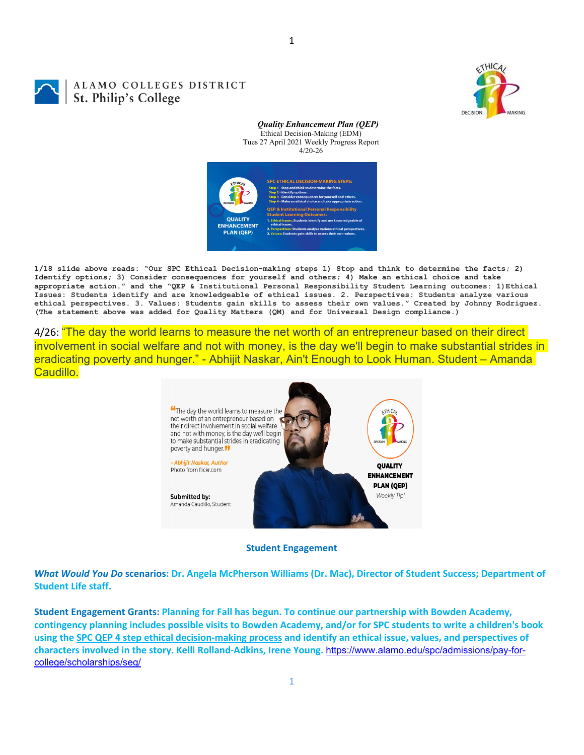ALAMO COLLEGES DISTRICT
St. Philip's College

***Quality Enhancement Plan (QEP)***
Ethical Decision-Making (EDM)
Tues 27 April 2021 Weekly Progress Report
4/20-26

**1/18 slide above reads: "Our SPC Ethical Decision-making steps 1) Stop and think to determine the facts; 2) Identify options; 3) Consider consequences for yourself and others; 4) Make an ethical choice and take appropriate action." and the "QEP & Institutional Personal Responsibility Student Learning outcomes: 1)Ethical Issues: Students identify and are knowledgeable of ethical issues. 2. Perspectives: Students analyze various ethical perspectives. 3. Values: Students gain skills to assess their own values." Created by Johnny Rodriguez. (The statement above was added for Quality Matters (QM) and for Universal Design compliance.)**

4/26: "The day the world learns to measure the net worth of an entrepreneur based on their direct involvement in social welfare and not with money, is the day we'll begin to make substantial strides in eradicating poverty and hunger." - Abhijit Naskar, Ain't Enough to Look Human. Student – Amanda Caudillo.

**Student Engagement**

***What Would You Do* scenarios: Dr. Angela McPherson Williams (Dr. Mac), Director of Student Success; Department of Student Life staff.**

**Student Engagement Grants: Planning for Fall has begun. To continue our partnership with Bowden Academy, contingency planning includes possible visits to Bowden Academy, and/or for SPC students to write a children's book using the SPC QEP 4 step ethical decision-making process and identify an ethical issue, values, and perspectives of characters involved in the story. Kelli Rolland-Adkins, Irene Young.** https://www.alamo.edu/spc/admissions/pay-for-college/scholarships/seg/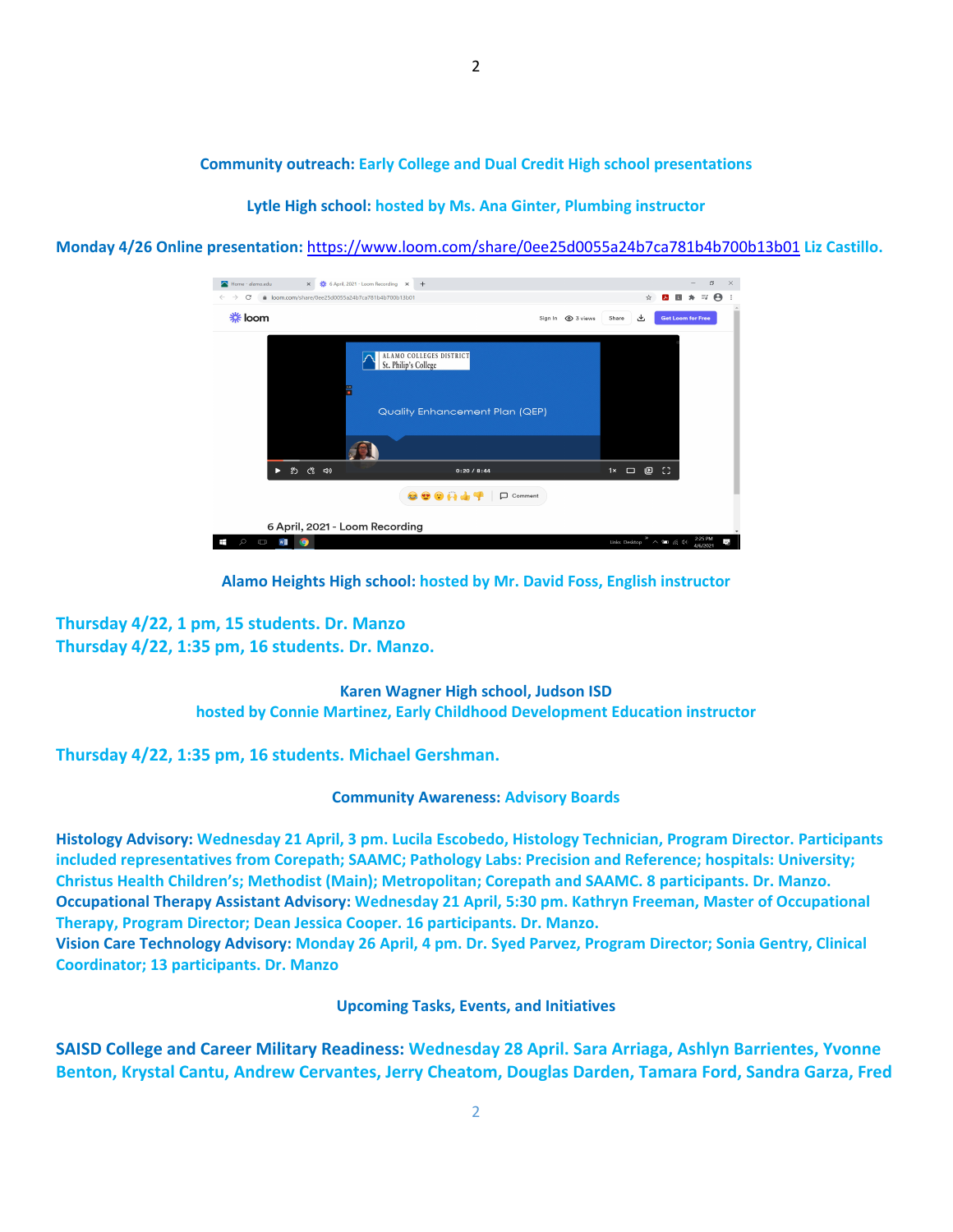**Community outreach:** Early College and Dual Credit High school presentations

**Lytle High school:** hosted by Ms. Ana Ginter, Plumbing instructor

**Monday 4/26 Online presentation:** https://www.loom.com/share/0ee25d0055a24b7ca781b4b700b13b01 Liz Castillo.

**Alamo Heights High school:** hosted by Mr. David Foss, English instructor

Thursday 4/22, 1 pm, 15 students. Dr. Manzo
Thursday 4/22, 1:35 pm, 16 students. Dr. Manzo.

**Karen Wagner High school, Judson ISD**
hosted by Connie Martinez, Early Childhood Development Education instructor

Thursday 4/22, 1:35 pm, 16 students. Michael Gershman.

**Community Awareness:** Advisory Boards

**Histology Advisory:** Wednesday 21 April, 3 pm. Lucila Escobedo, Histology Technician, Program Director. Participants included representatives from Corepath; SAAMC; Pathology Labs: Precision and Reference; hospitals: University; Christus Health Children's; Methodist (Main); Metropolitan; Corepath and SAAMC. 8 participants. Dr. Manzo.
**Occupational Therapy Assistant Advisory:** Wednesday 21 April, 5:30 pm. Kathryn Freeman, Master of Occupational Therapy, Program Director; Dean Jessica Cooper. 16 participants. Dr. Manzo.
**Vision Care Technology Advisory:** Monday 26 April, 4 pm. Dr. Syed Parvez, Program Director; Sonia Gentry, Clinical Coordinator; 13 participants. Dr. Manzo

**Upcoming Tasks, Events, and Initiatives**

**SAISD College and Career Military Readiness:** Wednesday 28 April. Sara Arriaga, Ashlyn Barrientes, Yvonne Benton, Krystal Cantu, Andrew Cervantes, Jerry Cheatom, Douglas Darden, Tamara Ford, Sandra Garza, Fred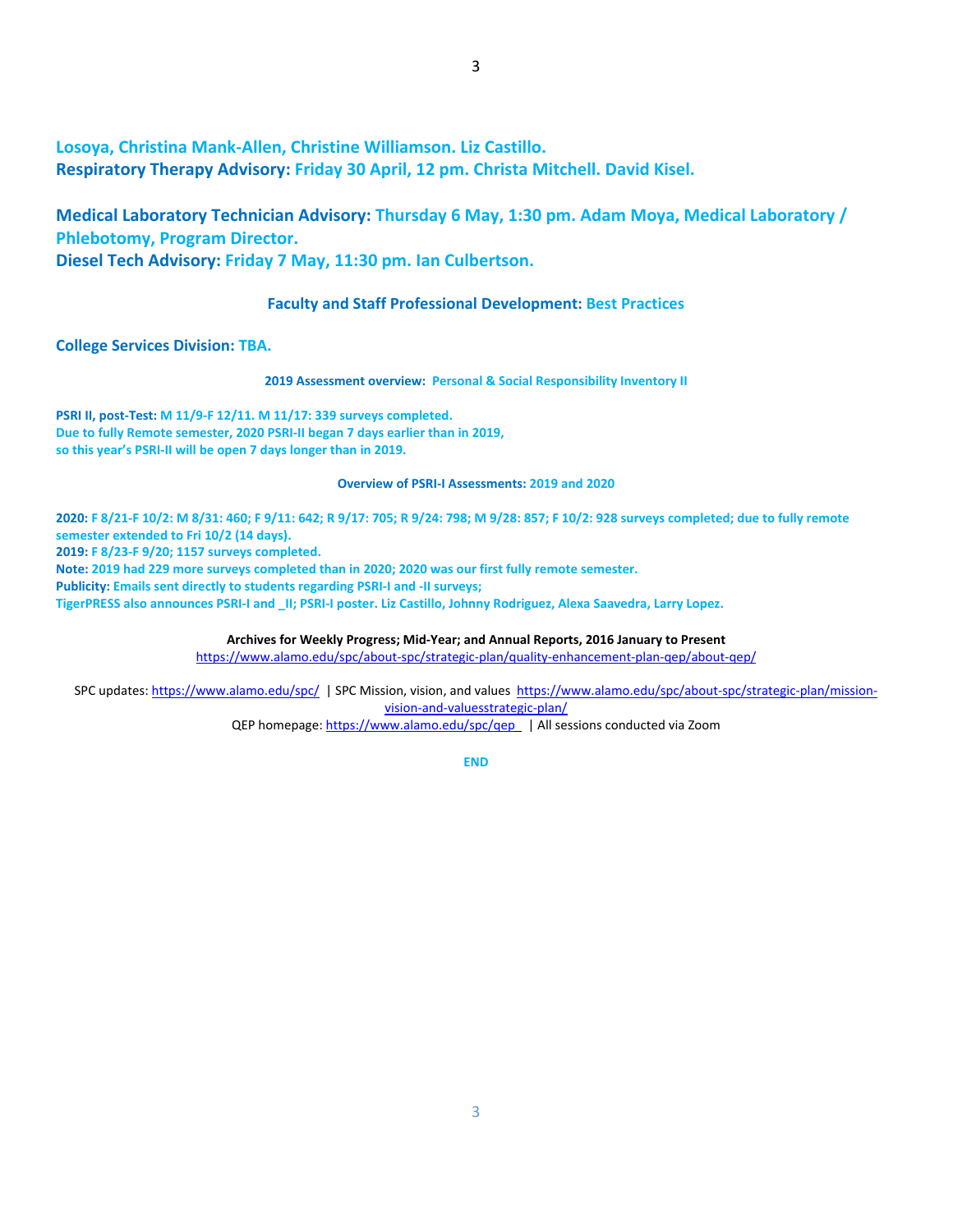**Losoya, Christina Mank-Allen, Christine Williamson. Liz Castillo.**
**Respiratory Therapy Advisory: Friday 30 April, 12 pm. Christa Mitchell. David Kisel.**

**Medical Laboratory Technician Advisory: Thursday 6 May, 1:30 pm. Adam Moya, Medical Laboratory / Phlebotomy, Program Director.**
**Diesel Tech Advisory: Friday 7 May, 11:30 pm. Ian Culbertson.**

**Faculty and Staff Professional Development: Best Practices**

**College Services Division: TBA.**

**2019 Assessment overview: Personal & Social Responsibility Inventory II**

**PSRI II, post-Test: M 11/9-F 12/11. M 11/17: 339 surveys completed.**
**Due to fully Remote semester, 2020 PSRI-II began 7 days earlier than in 2019,**
**so this year's PSRI-II will be open 7 days longer than in 2019.**

**Overview of PSRI-I Assessments: 2019 and 2020**

**2020: F 8/21-F 10/2: M 8/31: 460; F 9/11: 642; R 9/17: 705; R 9/24: 798; M 9/28: 857; F 10/2: 928 surveys completed; due to fully remote semester extended to Fri 10/2 (14 days).**
**2019: F 8/23-F 9/20; 1157 surveys completed.**
**Note: 2019 had 229 more surveys completed than in 2020; 2020 was our first fully remote semester.**
**Publicity: Emails sent directly to students regarding PSRI-I and -II surveys;**
**TigerPRESS also announces PSRI-I and _II; PSRI-I poster. Liz Castillo, Johnny Rodriguez, Alexa Saavedra, Larry Lopez.**

**Archives for Weekly Progress; Mid-Year; and Annual Reports, 2016 January to Present**
https://www.alamo.edu/spc/about-spc/strategic-plan/quality-enhancement-plan-qep/about-qep/

SPC updates: https://www.alamo.edu/spc/ | SPC Mission, vision, and values https://www.alamo.edu/spc/about-spc/strategic-plan/mission-vision-and-valuesstrategic-plan/
QEP homepage: https://www.alamo.edu/spc/qep | All sessions conducted via Zoom

**END**